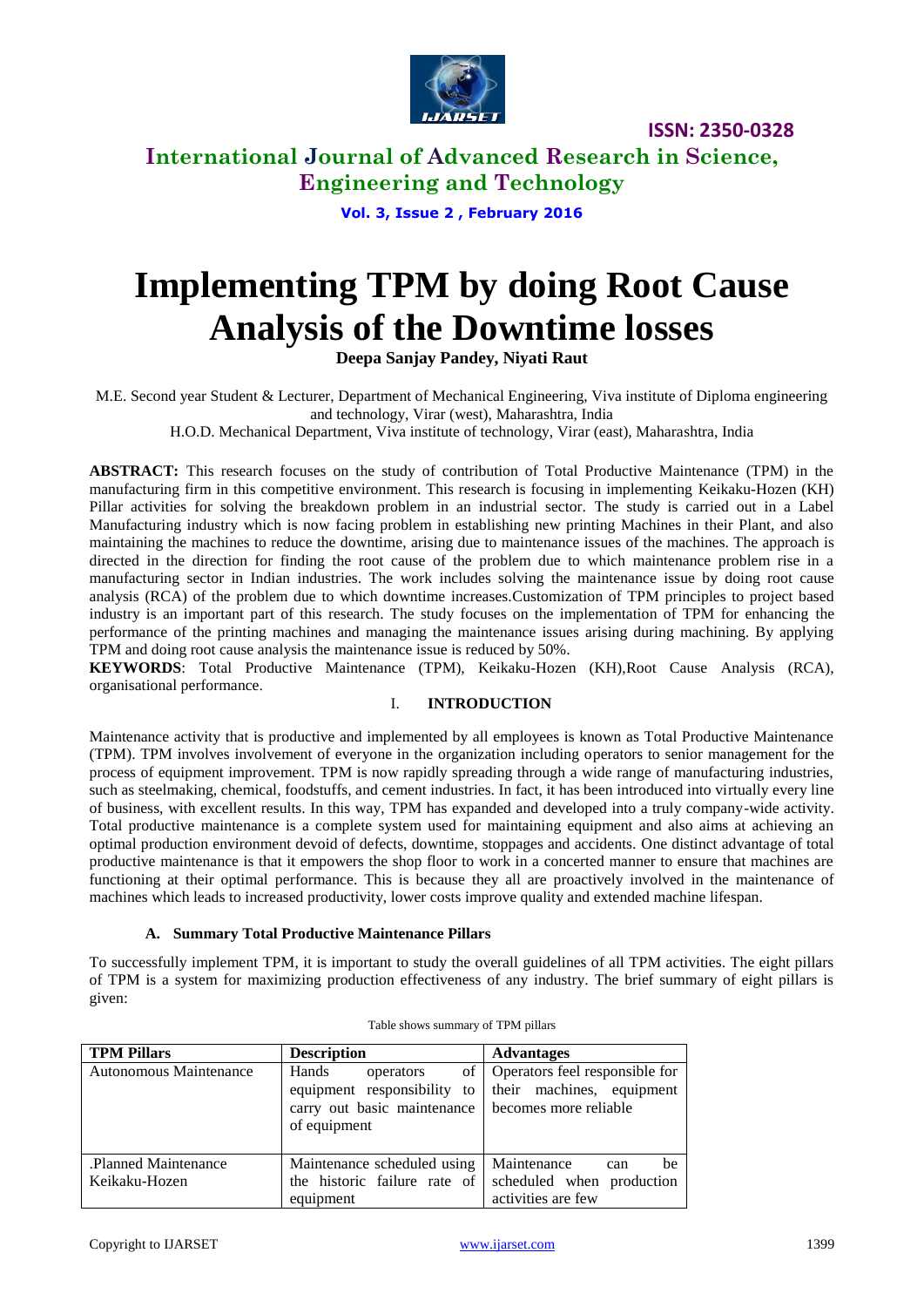# Implementing TPM by doing Root Cause Analysis of the Downtime losses

**Deepa Sanjay Pandey, Niyati Raut**

M.E. Second year Student & Lecturer, Department of Mechanical Engineering, Viva institute of Diploma engineering and technology, Virar (west), Maharashtra, India

H.O.D. Mechanical Department, Viva institute of technology, Virar (east), Maharashtra, India

**ABSTRACT:** This research focuses on the study of contribution of Total Productive Maintenance (TPM) in the manufacturing firm in this competitive environment. This research is focusing in implementing Keikaku-Hozen (KH) Pillar activities for solving the breakdown problem in an industrial sector. The study is carried out in a Label Manufacturing industry which is now facing problem in establishing new printing Machines in their Plant, and also maintaining the machines to reduce the downtime, arising due to maintenance issues of the machines. The approach is directed in the direction for finding the root cause of the problem due to which maintenance problem rise in a manufacturing sector in Indian industries. The work includes solving the maintenance issue by doing root cause analysis (RCA) of the problem due to which downtime increases.Customization of TPM principles to project based industry is an important part of this research. The study focuses on the implementation of TPM for enhancing the performance of the printing machines and managing the maintenance issues arising during machining. By applying TPM and doing root cause analysis the maintenance issue is reduced by 50%.

**KEYWORDS**: Total Productive Maintenance (TPM), Keikaku-Hozen (KH),Root Cause Analysis (RCA), organisational performance.

## I. INTRODUCTION

Maintenance activity that is productive and implemented by all employees is known as Total Productive Maintenance (TPM). TPM involves involvement of everyone in the organization including operators to senior management for the process of equipment improvement. TPM is now rapidly spreading through a wide range of manufacturing industries, such as steelmaking, chemical, foodstuffs, and cement industries. In fact, it has been introduced into virtually every line of business, with excellent results. In this way, TPM has expanded and developed into a truly company-wide activity. Total productive maintenance is a complete system used for maintaining equipment and also aims at achieving an optimal production environment devoid of defects, downtime, stoppages and accidents. One distinct advantage of total productive maintenance is that it empowers the shop floor to work in a concerted manner to ensure that machines are functioning at their optimal performance. This is because they all are proactively involved in the maintenance of machines which leads to increased productivity, lower costs improve quality and extended machine lifespan.

### A. Summary Total Productive Maintenance Pillars

To successfully implement TPM, it is important to study the overall guidelines of all TPM activities. The eight pillars of TPM is a system for maximizing production effectiveness of any industry. The brief summary of eight pillars is given:

Table shows summary of TPM pillars

| TPM Pillars | Description | Advantages |
|---|---|---|
| Autonomous Maintenance | Hands operators of equipment responsibility to carry out basic maintenance of equipment | Operators feel responsible for their machines, equipment becomes more reliable |
| .Planned Maintenance Keikaku-Hozen | Maintenance scheduled using the historic failure rate of equipment | Maintenance can be scheduled when production activities are few |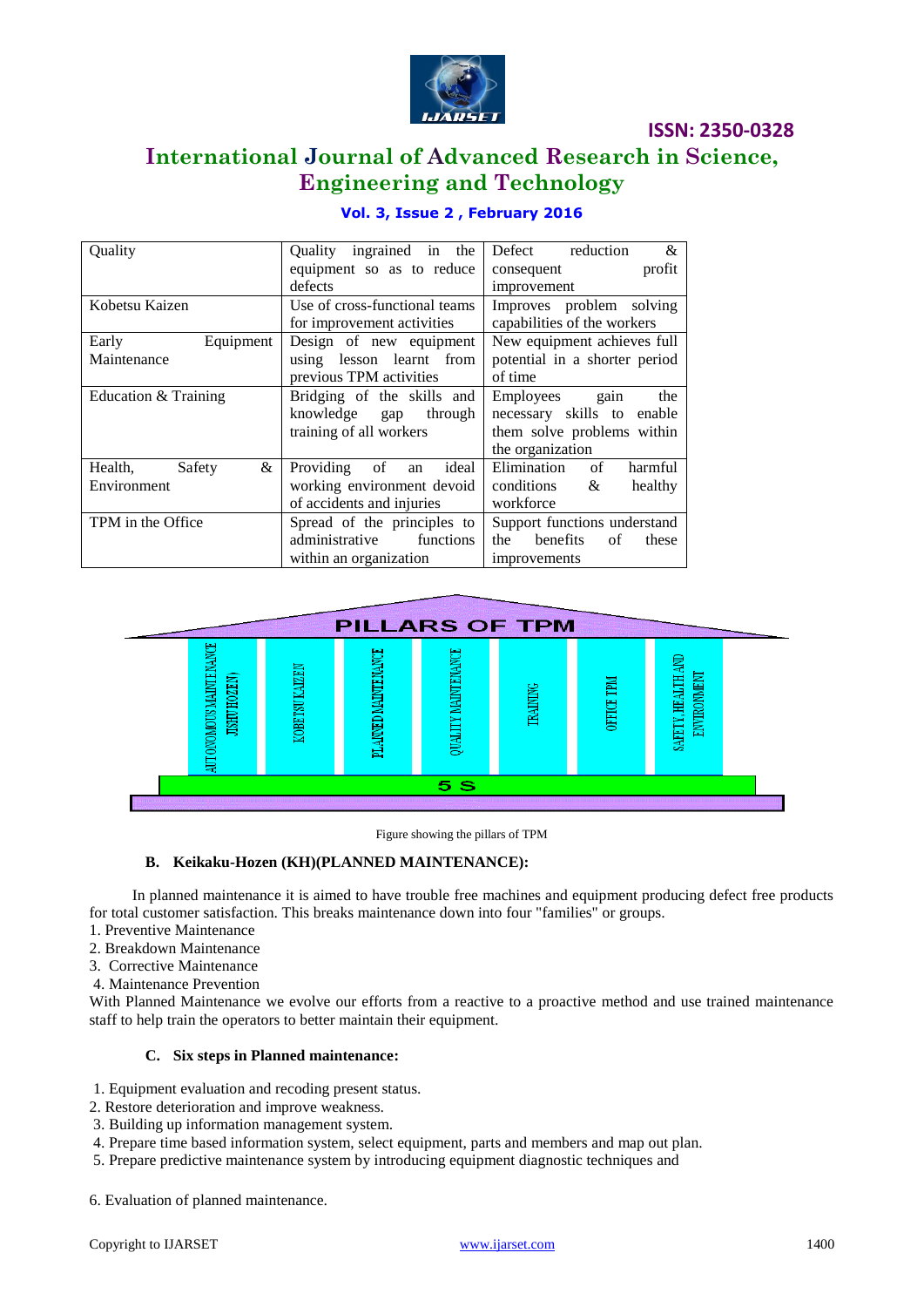| Quality | Quality ingrained in the equipment so as to reduce defects | Defect reduction & consequent profit improvement |
|---|---|---|
| Kobetsu Kaizen | Use of cross-functional teams for improvement activities | Improves problem solving capabilities of the workers |
| Early Equipment Maintenance | Design of new equipment using lesson learnt from previous TPM activities | New equipment achieves full potential in a shorter period of time |
| Education & Training | Bridging of the skills and knowledge gap through training of all workers | Employees gain the necessary skills to enable them solve problems within the organization |
| Health, Safety & Environment | Providing of an ideal working environment devoid of accidents and injuries | Elimination of harmful conditions & healthy workforce |
| TPM in the Office | Spread of the principles to administrative functions within an organization | Support functions understand the benefits of these improvements |

Figure showing the pillars of TPM

### B. Keikaku-Hozen (KH)(PLANNED MAINTENANCE):

In planned maintenance it is aimed to have trouble free machines and equipment producing defect free products for total customer satisfaction. This breaks maintenance down into four "families" or groups.

1. Preventive Maintenance
2. Breakdown Maintenance
3. Corrective Maintenance
4. Maintenance Prevention

With Planned Maintenance we evolve our efforts from a reactive to a proactive method and use trained maintenance staff to help train the operators to better maintain their equipment.

### C. Six steps in Planned maintenance:

1. Equipment evaluation and recoding present status.
2. Restore deterioration and improve weakness.
3. Building up information management system.
4. Prepare time based information system, select equipment, parts and members and map out plan.
5. Prepare predictive maintenance system by introducing equipment diagnostic techniques and

6. Evaluation of planned maintenance.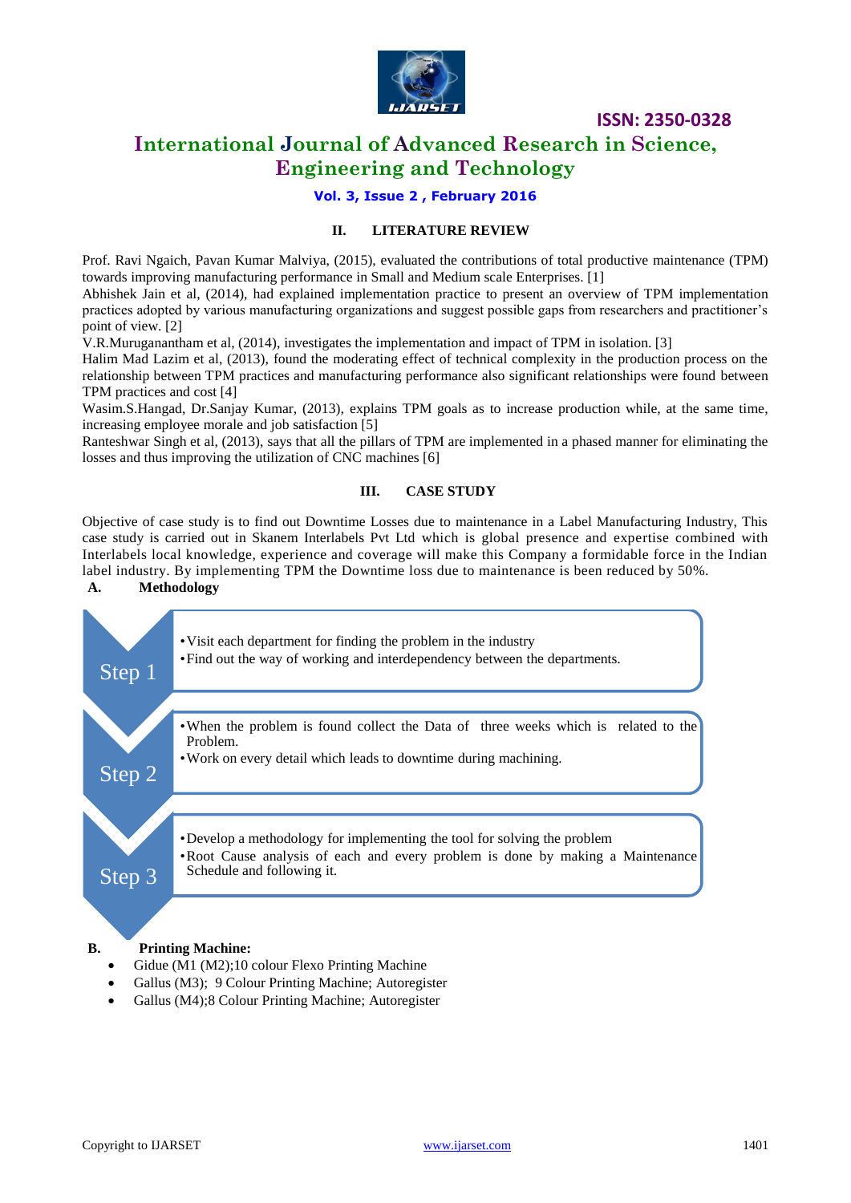## II. LITERATURE REVIEW

Prof. Ravi Ngaich, Pavan Kumar Malviya, (2015), evaluated the contributions of total productive maintenance (TPM) towards improving manufacturing performance in Small and Medium scale Enterprises. [1]

Abhishek Jain et al, (2014), had explained implementation practice to present an overview of TPM implementation practices adopted by various manufacturing organizations and suggest possible gaps from researchers and practitioner's point of view. [2]

V.R.Muruganantham et al, (2014), investigates the implementation and impact of TPM in isolation. [3]

Halim Mad Lazim et al, (2013), found the moderating effect of technical complexity in the production process on the relationship between TPM practices and manufacturing performance also significant relationships were found between TPM practices and cost [4]

Wasim.S.Hangad, Dr.Sanjay Kumar, (2013), explains TPM goals as to increase production while, at the same time, increasing employee morale and job satisfaction [5]

Ranteshwar Singh et al, (2013), says that all the pillars of TPM are implemented in a phased manner for eliminating the losses and thus improving the utilization of CNC machines [6]

## III. CASE STUDY

Objective of case study is to find out Downtime Losses due to maintenance in a Label Manufacturing Industry, This case study is carried out in Skanem Interlabels Pvt Ltd which is global presence and expertise combined with Interlabels local knowledge, experience and coverage will make this Company a formidable force in the Indian label industry. By implementing TPM the Downtime loss due to maintenance is been reduced by 50%.

### A. Methodology

**Step 1**
- Visit each department for finding the problem in the industry
- Find out the way of working and interdependency between the departments.

**Step 2**
- When the problem is found collect the Data of three weeks which is related to the Problem.
- Work on every detail which leads to downtime during machining.

**Step 3**
- Develop a methodology for implementing the tool for solving the problem
- Root Cause analysis of each and every problem is done by making a Maintenance Schedule and following it.

### B. Printing Machine:

- Gidue (M1 (M2);10 colour Flexo Printing Machine
- Gallus (M3); 9 Colour Printing Machine; Autoregister
- Gallus (M4);8 Colour Printing Machine; Autoregister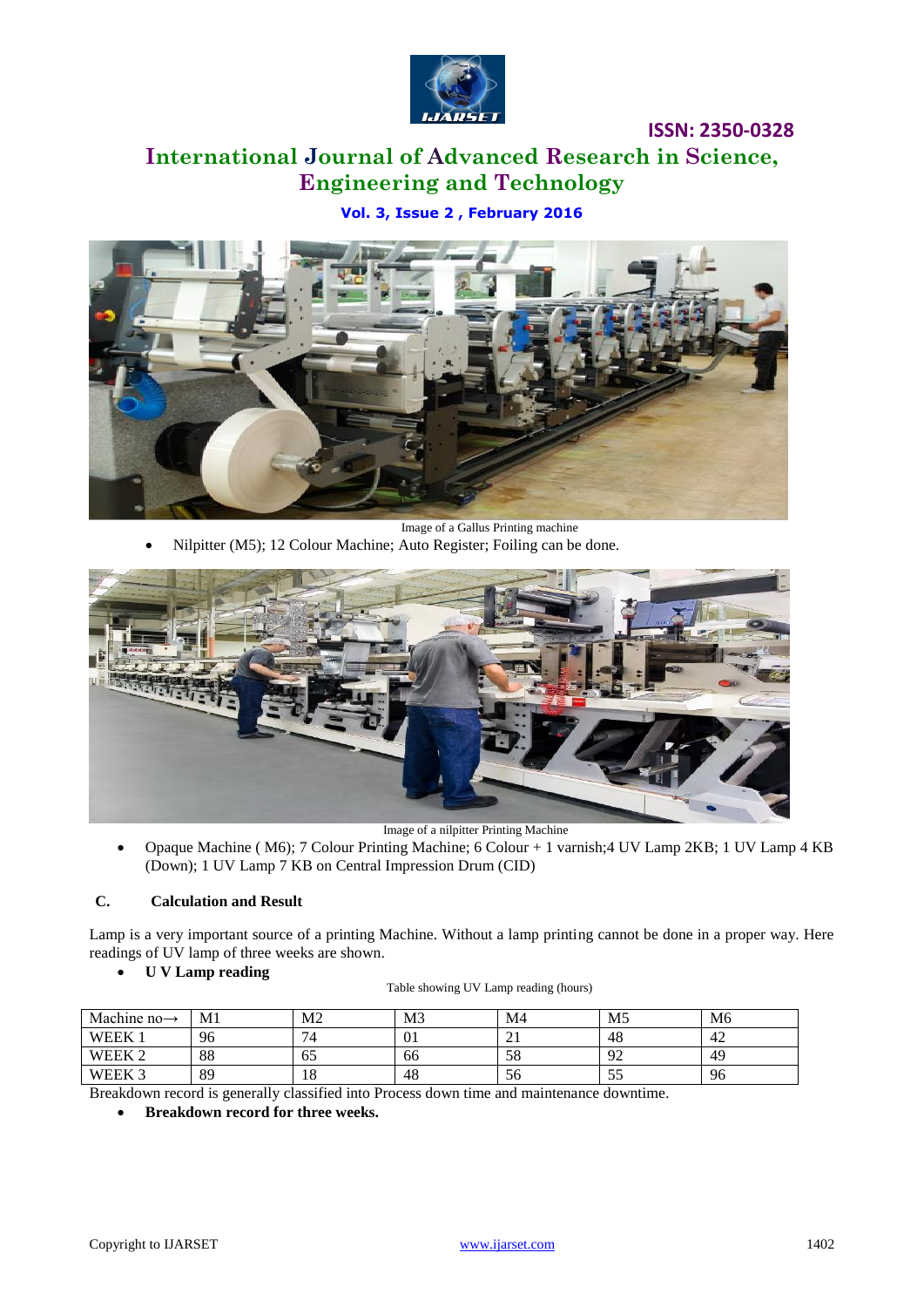Image of a Gallus Printing machine

- Nilpitter (M5); 12 Colour Machine; Auto Register; Foiling can be done.

Image of a nilpitter Printing Machine

- Opaque Machine ( M6); 7 Colour Printing Machine; 6 Colour + 1 varnish;4 UV Lamp 2KB; 1 UV Lamp 4 KB (Down); 1 UV Lamp 7 KB on Central Impression Drum (CID)

### C. Calculation and Result

Lamp is a very important source of a printing Machine. Without a lamp printing cannot be done in a proper way. Here readings of UV lamp of three weeks are shown.

- **U V Lamp reading**

Table showing UV Lamp reading (hours)

| Machine no→ | M1 | M2 | M3 | M4 | M5 | M6 |
|---|---|---|---|---|---|---|
| WEEK 1 | 96 | 74 | 01 | 21 | 48 | 42 |
| WEEK 2 | 88 | 65 | 66 | 58 | 92 | 49 |
| WEEK 3 | 89 | 18 | 48 | 56 | 55 | 96 |

Breakdown record is generally classified into Process down time and maintenance downtime.

- **Breakdown record for three weeks.**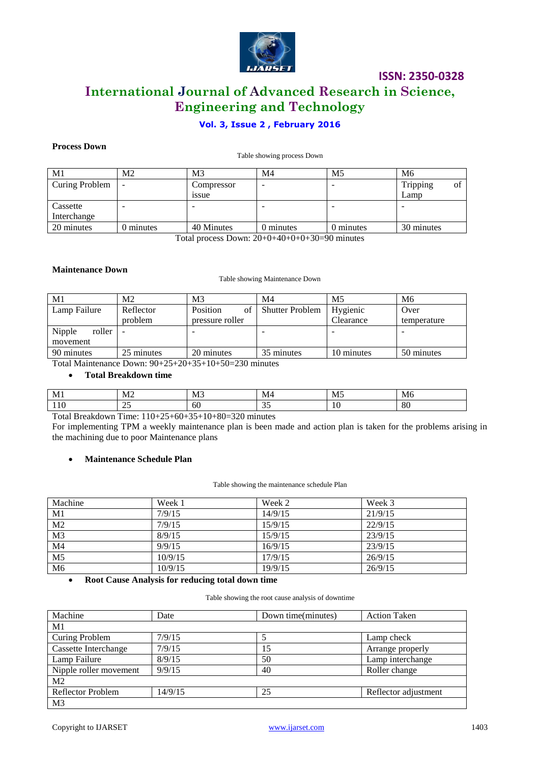**Process Down**

Table showing process Down

| M1 | M2 | M3 | M4 | M5 | M6 |
|---|---|---|---|---|---|
| Curing Problem | - | Compressor issue | - | - | Tripping of Lamp |
| Cassette Interchange | - | - | - | - | - |
| 20 minutes | 0 minutes | 40 Minutes | 0 minutes | 0 minutes | 30 minutes |

Total process Down: 20+0+40+0+0+30=90 minutes

**Maintenance Down**

Table showing Maintenance Down

| M1 | M2 | M3 | M4 | M5 | M6 |
|---|---|---|---|---|---|
| Lamp Failure | Reflector problem | Position of pressure roller | Shutter Problem | Hygienic Clearance | Over temperature |
| Nipple roller movement | - | - | - | - | - |
| 90 minutes | 25 minutes | 20 minutes | 35 minutes | 10 minutes | 50 minutes |

Total Maintenance Down: 90+25+20+35+10+50=230 minutes

- **Total Breakdown time**

| M1 | M2 | M3 | M4 | M5 | M6 |
|---|---|---|---|---|---|
| 110 | 25 | 60 | 35 | 10 | 80 |

Total Breakdown Time: 110+25+60+35+10+80=320 minutes

For implementing TPM a weekly maintenance plan is been made and action plan is taken for the problems arising in the machining due to poor Maintenance plans

- **Maintenance Schedule Plan**

Table showing the maintenance schedule Plan

| Machine | Week 1 | Week 2 | Week 3 |
|---|---|---|---|
| M1 | 7/9/15 | 14/9/15 | 21/9/15 |
| M2 | 7/9/15 | 15/9/15 | 22/9/15 |
| M3 | 8/9/15 | 15/9/15 | 23/9/15 |
| M4 | 9/9/15 | 16/9/15 | 23/9/15 |
| M5 | 10/9/15 | 17/9/15 | 26/9/15 |
| M6 | 10/9/15 | 19/9/15 | 26/9/15 |

- **Root Cause Analysis for reducing total down time**

Table showing the root cause analysis of downtime

| Machine | Date | Down time(minutes) | Action Taken |
|---|---|---|---|
| M1 | | | |
| Curing Problem | 7/9/15 | 5 | Lamp check |
| Cassette Interchange | 7/9/15 | 15 | Arrange properly |
| Lamp Failure | 8/9/15 | 50 | Lamp interchange |
| Nipple roller movement | 9/9/15 | 40 | Roller change |
| M2 | | | |
| Reflector Problem | 14/9/15 | 25 | Reflector adjustment |
| M3 | | | |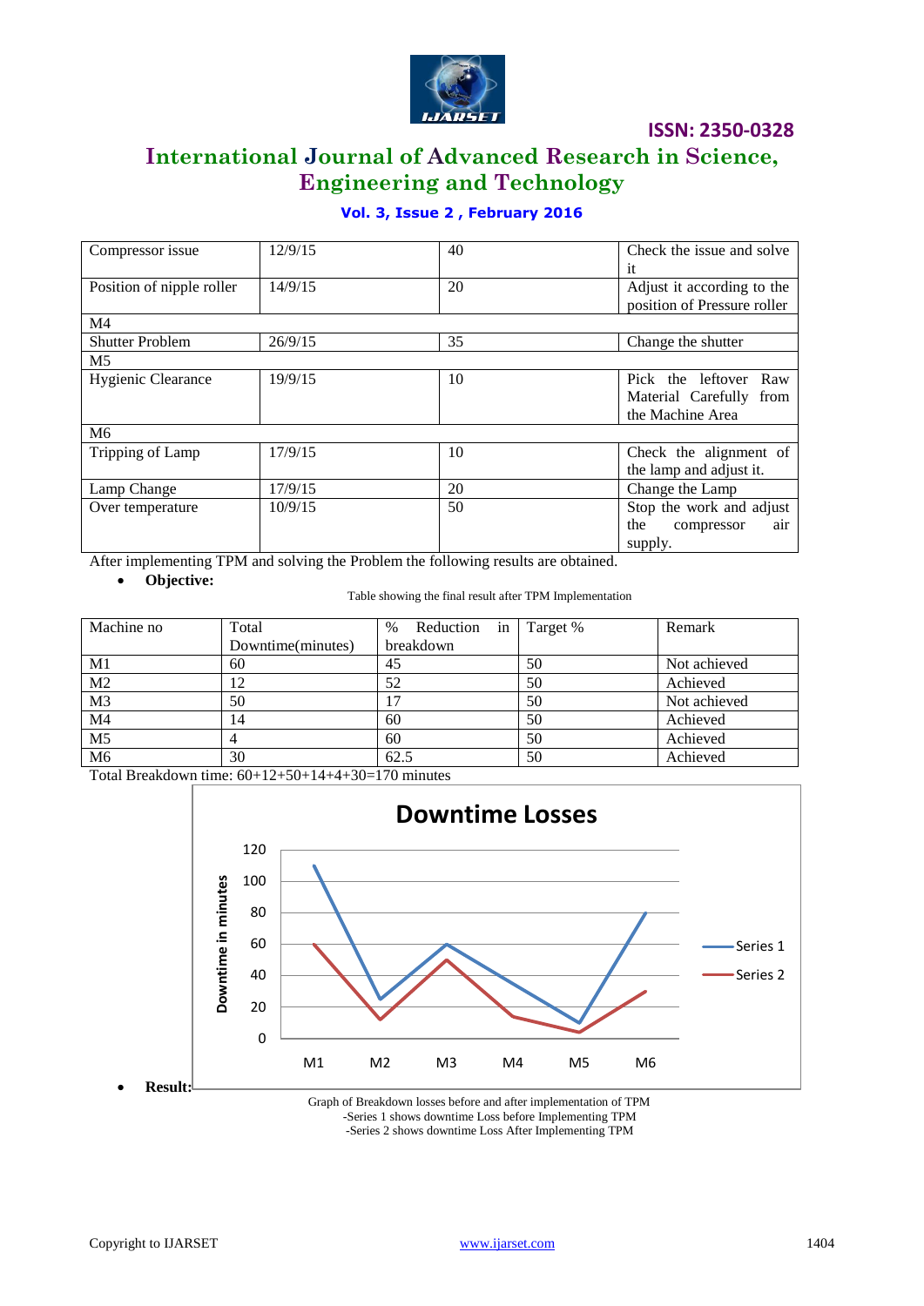| Compressor issue | 12/9/15 | 40 | Check the issue and solve it |
|---|---|---|---|
| Position of nipple roller | 14/9/15 | 20 | Adjust it according to the position of Pressure roller |
| M4 | | | |
| Shutter Problem | 26/9/15 | 35 | Change the shutter |
| M5 | | | |
| Hygienic Clearance | 19/9/15 | 10 | Pick the leftover Raw Material Carefully from the Machine Area |
| M6 | | | |
| Tripping of Lamp | 17/9/15 | 10 | Check the alignment of the lamp and adjust it. |
| Lamp Change | 17/9/15 | 20 | Change the Lamp |
| Over temperature | 10/9/15 | 50 | Stop the work and adjust the compressor air supply. |

After implementing TPM and solving the Problem the following results are obtained.

- **Objective:**

Table showing the final result after TPM Implementation

| Machine no | Total Downtime(minutes) | % Reduction in breakdown | Target % | Remark |
|---|---|---|---|---|
| M1 | 60 | 45 | 50 | Not achieved |
| M2 | 12 | 52 | 50 | Achieved |
| M3 | 50 | 17 | 50 | Not achieved |
| M4 | 14 | 60 | 50 | Achieved |
| M5 | 4 | 60 | 50 | Achieved |
| M6 | 30 | 62.5 | 50 | Achieved |

Total Breakdown time: 60+12+50+14+4+30=170 minutes

- **Result:**

Graph of Breakdown losses before and after implementation of TPM
-Series 1 shows downtime Loss before Implementing TPM
-Series 2 shows downtime Loss After Implementing TPM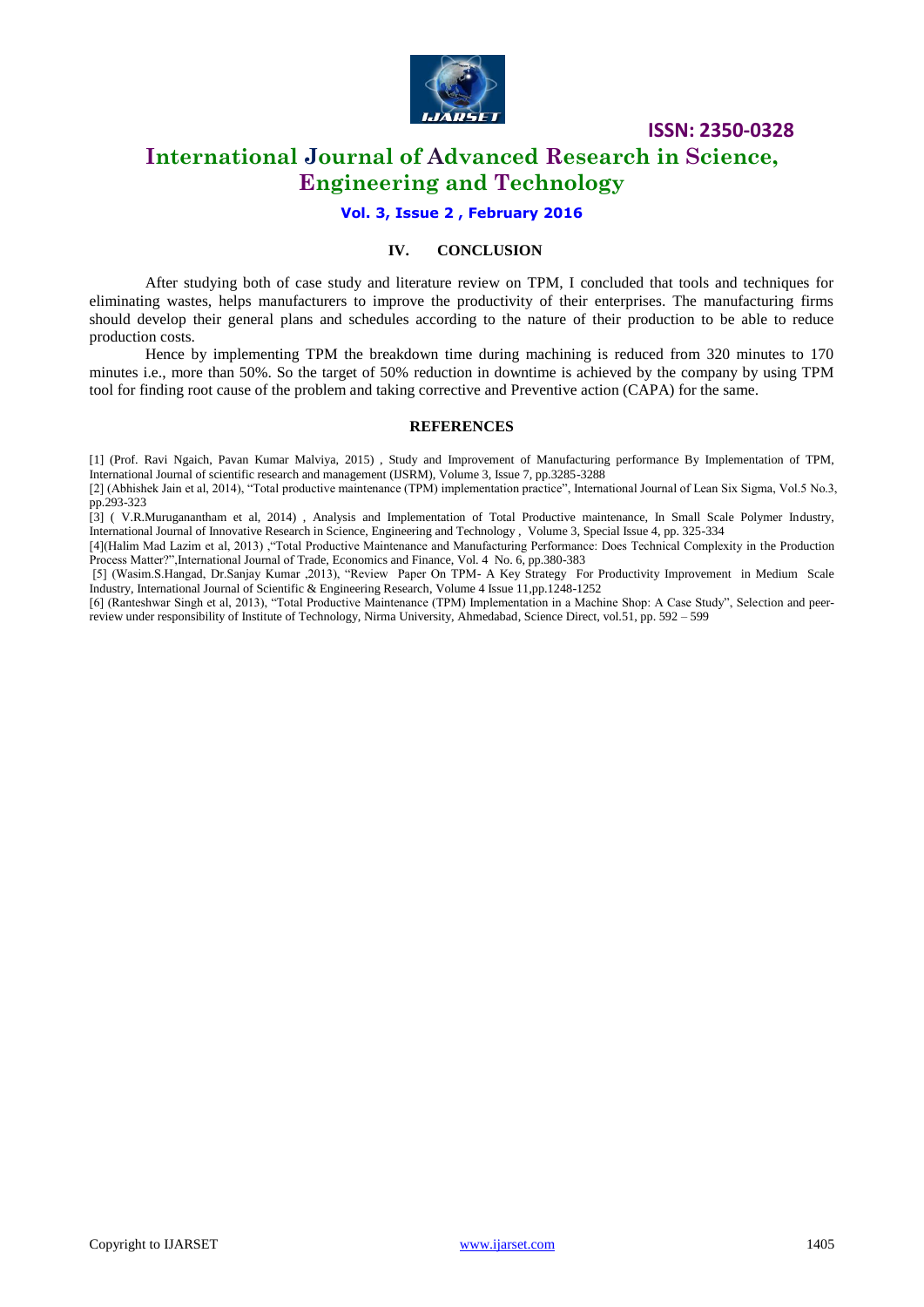## IV. CONCLUSION

After studying both of case study and literature review on TPM, I concluded that tools and techniques for eliminating wastes, helps manufacturers to improve the productivity of their enterprises. The manufacturing firms should develop their general plans and schedules according to the nature of their production to be able to reduce production costs.

Hence by implementing TPM the breakdown time during machining is reduced from 320 minutes to 170 minutes i.e., more than 50%. So the target of 50% reduction in downtime is achieved by the company by using TPM tool for finding root cause of the problem and taking corrective and Preventive action (CAPA) for the same.

## REFERENCES

[1] (Prof. Ravi Ngaich, Pavan Kumar Malviya, 2015) , Study and Improvement of Manufacturing performance By Implementation of TPM, International Journal of scientific research and management (IJSRM), Volume 3, Issue 7, pp.3285-3288

[2] (Abhishek Jain et al, 2014), "Total productive maintenance (TPM) implementation practice", International Journal of Lean Six Sigma, Vol.5 No.3, pp.293-323

[3] ( V.R.Muruganantham et al, 2014) , Analysis and Implementation of Total Productive maintenance, In Small Scale Polymer Industry, International Journal of Innovative Research in Science, Engineering and Technology , Volume 3, Special Issue 4, pp. 325-334

[4](Halim Mad Lazim et al, 2013) ,"Total Productive Maintenance and Manufacturing Performance: Does Technical Complexity in the Production Process Matter?",International Journal of Trade, Economics and Finance, Vol. 4 No. 6, pp.380-383

[5] (Wasim.S.Hangad, Dr.Sanjay Kumar ,2013), "Review Paper On TPM- A Key Strategy For Productivity Improvement in Medium Scale Industry, International Journal of Scientific & Engineering Research, Volume 4 Issue 11,pp.1248-1252

[6] (Ranteshwar Singh et al, 2013), "Total Productive Maintenance (TPM) Implementation in a Machine Shop: A Case Study", Selection and peer-review under responsibility of Institute of Technology, Nirma University, Ahmedabad, Science Direct, vol.51, pp. 592 – 599